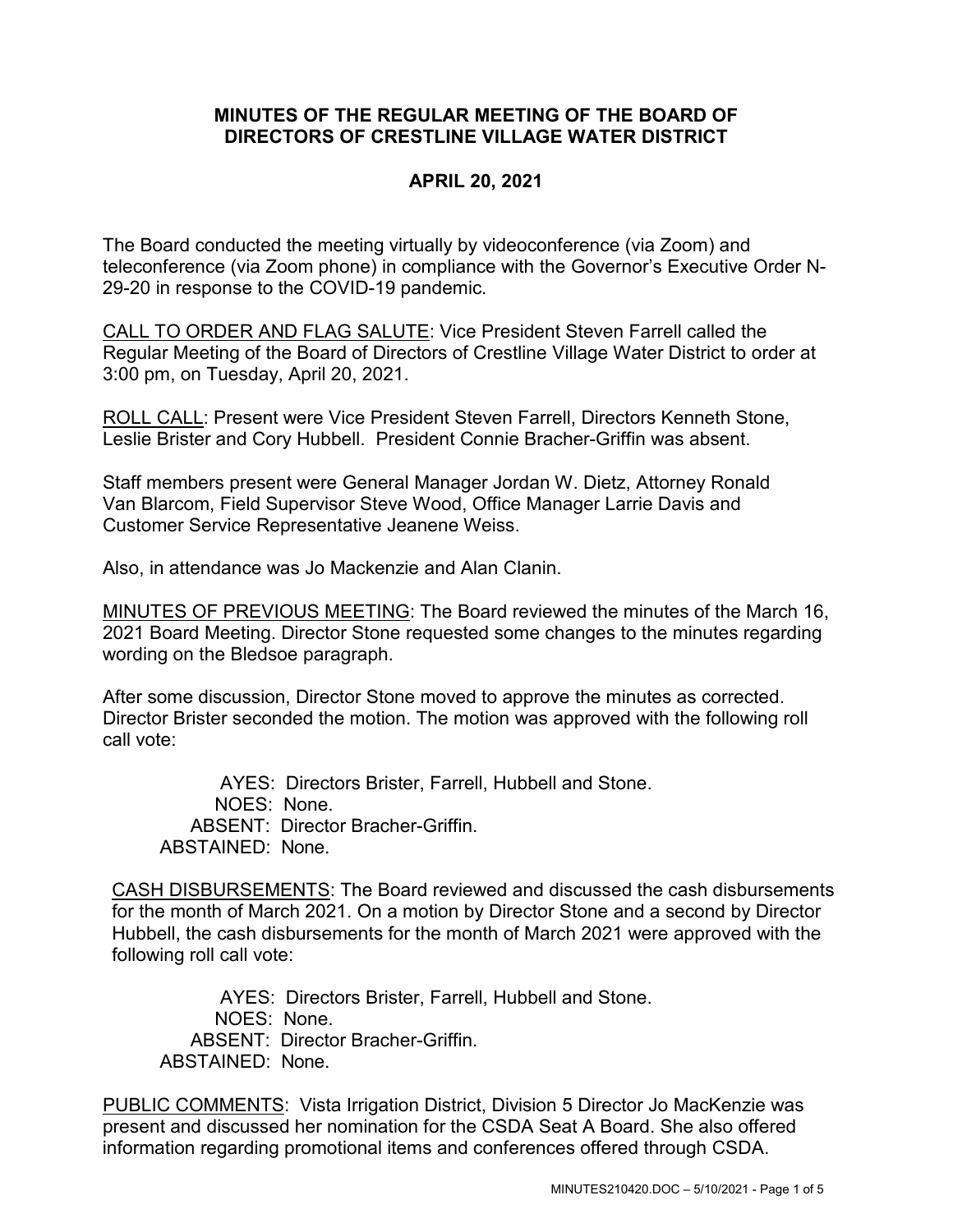# MINUTES OF THE REGULAR MEETING OF THE BOARD OF DIRECTORS OF CRESTLINE VILLAGE WATER DISTRICT

## APRIL 20, 2021

The Board conducted the meeting virtually by videoconference (via Zoom) and teleconference (via Zoom phone) in compliance with the Governor's Executive Order N-29-20 in response to the COVID-19 pandemic.

CALL TO ORDER AND FLAG SALUTE: Vice President Steven Farrell called the Regular Meeting of the Board of Directors of Crestline Village Water District to order at 3:00 pm, on Tuesday, April 20, 2021.

ROLL CALL: Present were Vice President Steven Farrell, Directors Kenneth Stone, Leslie Brister and Cory Hubbell. President Connie Bracher-Griffin was absent.

Staff members present were General Manager Jordan W. Dietz, Attorney Ronald Van Blarcom, Field Supervisor Steve Wood, Office Manager Larrie Davis and Customer Service Representative Jeanene Weiss.

Also, in attendance was Jo Mackenzie and Alan Clanin.

MINUTES OF PREVIOUS MEETING: The Board reviewed the minutes of the March 16, 2021 Board Meeting. Director Stone requested some changes to the minutes regarding wording on the Bledsoe paragraph.

After some discussion, Director Stone moved to approve the minutes as corrected. Director Brister seconded the motion. The motion was approved with the following roll call vote:

AYES: Directors Brister, Farrell, Hubbell and Stone.
NOES: None.
ABSENT: Director Bracher-Griffin.
ABSTAINED: None.

CASH DISBURSEMENTS: The Board reviewed and discussed the cash disbursements for the month of March 2021. On a motion by Director Stone and a second by Director Hubbell, the cash disbursements for the month of March 2021 were approved with the following roll call vote:

AYES: Directors Brister, Farrell, Hubbell and Stone.
NOES: None.
ABSENT: Director Bracher-Griffin.
ABSTAINED: None.

PUBLIC COMMENTS: Vista Irrigation District, Division 5 Director Jo MacKenzie was present and discussed her nomination for the CSDA Seat A Board. She also offered information regarding promotional items and conferences offered through CSDA.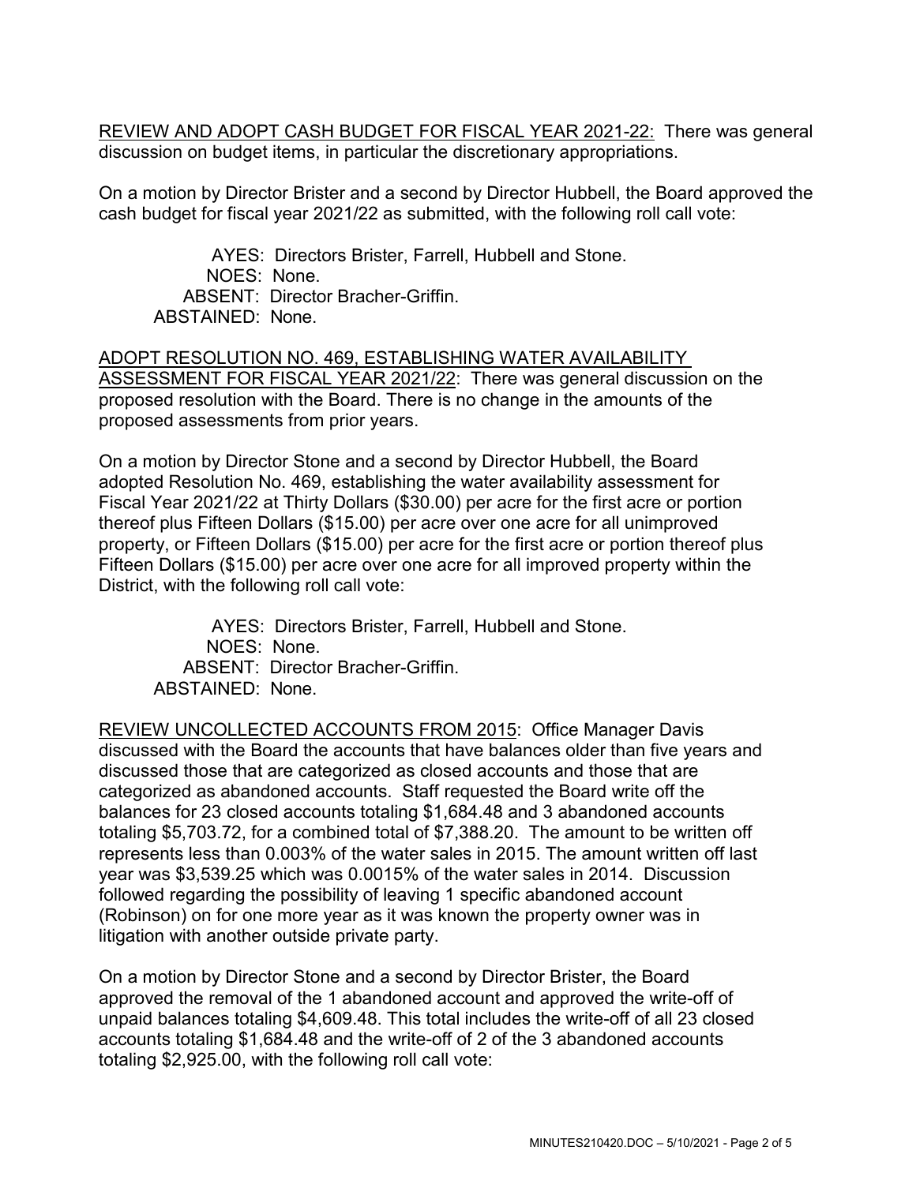<u>REVIEW AND ADOPT CASH BUDGET FOR FISCAL YEAR 2021-22:</u> There was general discussion on budget items, in particular the discretionary appropriations.

On a motion by Director Brister and a second by Director Hubbell, the Board approved the cash budget for fiscal year 2021/22 as submitted, with the following roll call vote:

AYES: Directors Brister, Farrell, Hubbell and Stone.
NOES: None.
ABSENT: Director Bracher-Griffin.
ABSTAINED: None.

<u>ADOPT RESOLUTION NO. 469, ESTABLISHING WATER AVAILABILITY ASSESSMENT FOR FISCAL YEAR 2021/22</u>: There was general discussion on the proposed resolution with the Board. There is no change in the amounts of the proposed assessments from prior years.

On a motion by Director Stone and a second by Director Hubbell, the Board adopted Resolution No. 469, establishing the water availability assessment for Fiscal Year 2021/22 at Thirty Dollars ($30.00) per acre for the first acre or portion thereof plus Fifteen Dollars ($15.00) per acre over one acre for all unimproved property, or Fifteen Dollars ($15.00) per acre for the first acre or portion thereof plus Fifteen Dollars ($15.00) per acre over one acre for all improved property within the District, with the following roll call vote:

AYES: Directors Brister, Farrell, Hubbell and Stone.
NOES: None.
ABSENT: Director Bracher-Griffin.
ABSTAINED: None.

<u>REVIEW UNCOLLECTED ACCOUNTS FROM 2015</u>: Office Manager Davis discussed with the Board the accounts that have balances older than five years and discussed those that are categorized as closed accounts and those that are categorized as abandoned accounts. Staff requested the Board write off the balances for 23 closed accounts totaling $1,684.48 and 3 abandoned accounts totaling $5,703.72, for a combined total of $7,388.20. The amount to be written off represents less than 0.003% of the water sales in 2015. The amount written off last year was $3,539.25 which was 0.0015% of the water sales in 2014. Discussion followed regarding the possibility of leaving 1 specific abandoned account (Robinson) on for one more year as it was known the property owner was in litigation with another outside private party.

On a motion by Director Stone and a second by Director Brister, the Board approved the removal of the 1 abandoned account and approved the write-off of unpaid balances totaling $4,609.48. This total includes the write-off of all 23 closed accounts totaling $1,684.48 and the write-off of 2 of the 3 abandoned accounts totaling $2,925.00, with the following roll call vote: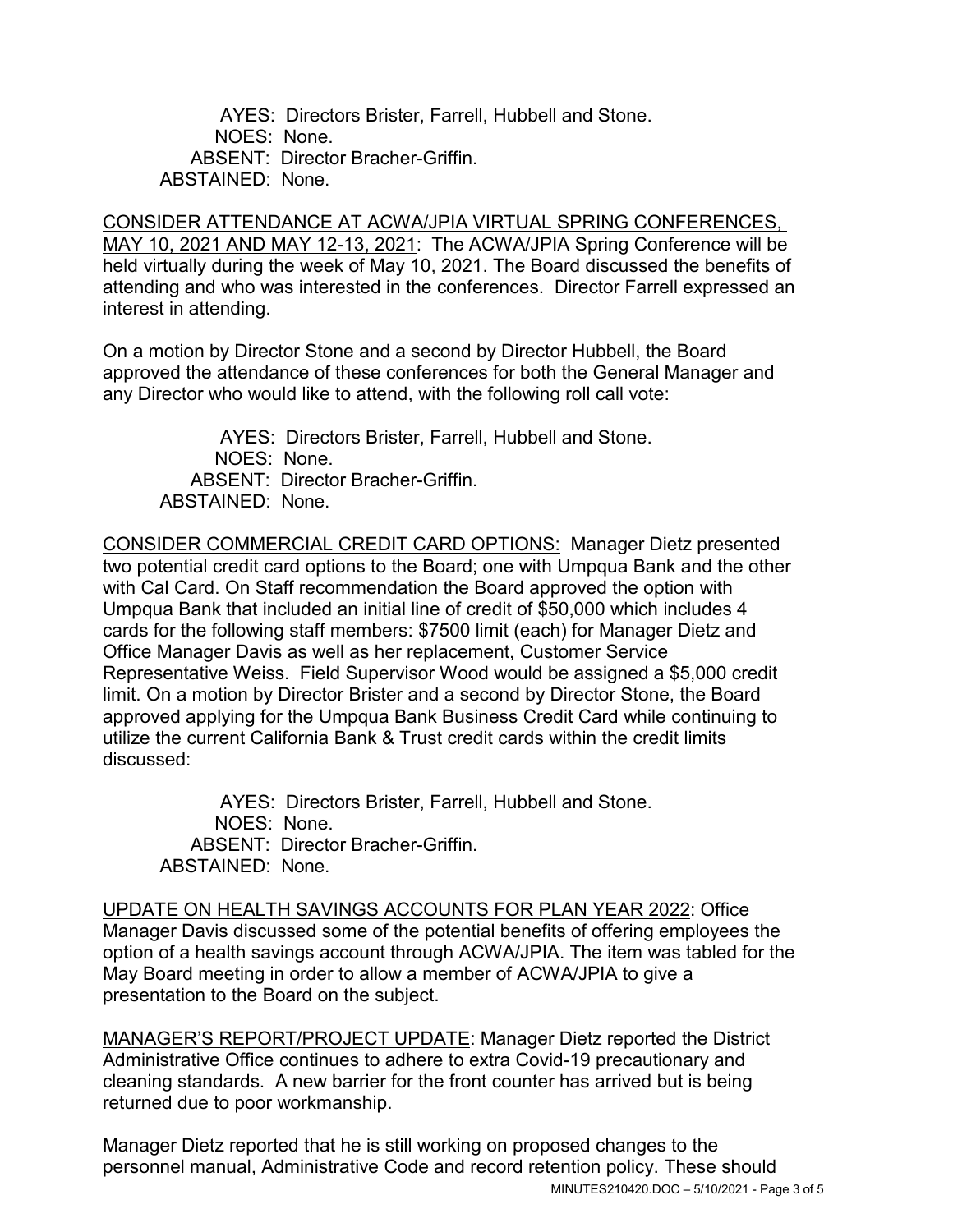AYES: Directors Brister, Farrell, Hubbell and Stone.
NOES: None.
ABSENT: Director Bracher-Griffin.
ABSTAINED: None.

CONSIDER ATTENDANCE AT ACWA/JPIA VIRTUAL SPRING CONFERENCES, MAY 10, 2021 AND MAY 12-13, 2021: The ACWA/JPIA Spring Conference will be held virtually during the week of May 10, 2021. The Board discussed the benefits of attending and who was interested in the conferences. Director Farrell expressed an interest in attending.

On a motion by Director Stone and a second by Director Hubbell, the Board approved the attendance of these conferences for both the General Manager and any Director who would like to attend, with the following roll call vote:

AYES: Directors Brister, Farrell, Hubbell and Stone.
NOES: None.
ABSENT: Director Bracher-Griffin.
ABSTAINED: None.

CONSIDER COMMERCIAL CREDIT CARD OPTIONS: Manager Dietz presented two potential credit card options to the Board; one with Umpqua Bank and the other with Cal Card. On Staff recommendation the Board approved the option with Umpqua Bank that included an initial line of credit of $50,000 which includes 4 cards for the following staff members: $7500 limit (each) for Manager Dietz and Office Manager Davis as well as her replacement, Customer Service Representative Weiss. Field Supervisor Wood would be assigned a $5,000 credit limit. On a motion by Director Brister and a second by Director Stone, the Board approved applying for the Umpqua Bank Business Credit Card while continuing to utilize the current California Bank & Trust credit cards within the credit limits discussed:

AYES: Directors Brister, Farrell, Hubbell and Stone.
NOES: None.
ABSENT: Director Bracher-Griffin.
ABSTAINED: None.

UPDATE ON HEALTH SAVINGS ACCOUNTS FOR PLAN YEAR 2022: Office Manager Davis discussed some of the potential benefits of offering employees the option of a health savings account through ACWA/JPIA. The item was tabled for the May Board meeting in order to allow a member of ACWA/JPIA to give a presentation to the Board on the subject.

MANAGER'S REPORT/PROJECT UPDATE: Manager Dietz reported the District Administrative Office continues to adhere to extra Covid-19 precautionary and cleaning standards. A new barrier for the front counter has arrived but is being returned due to poor workmanship.

Manager Dietz reported that he is still working on proposed changes to the personnel manual, Administrative Code and record retention policy. These should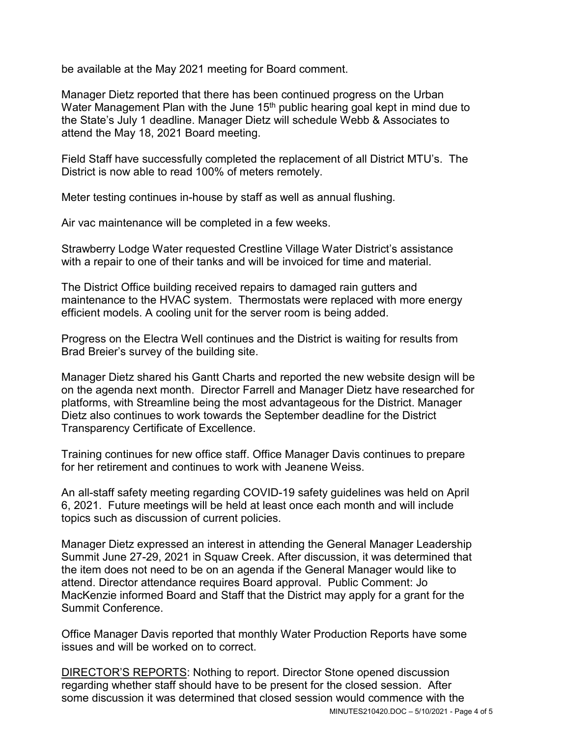be available at the May 2021 meeting for Board comment.

Manager Dietz reported that there has been continued progress on the Urban Water Management Plan with the June 15th public hearing goal kept in mind due to the State's July 1 deadline. Manager Dietz will schedule Webb & Associates to attend the May 18, 2021 Board meeting.

Field Staff have successfully completed the replacement of all District MTU's. The District is now able to read 100% of meters remotely.

Meter testing continues in-house by staff as well as annual flushing.

Air vac maintenance will be completed in a few weeks.

Strawberry Lodge Water requested Crestline Village Water District's assistance with a repair to one of their tanks and will be invoiced for time and material.

The District Office building received repairs to damaged rain gutters and maintenance to the HVAC system. Thermostats were replaced with more energy efficient models. A cooling unit for the server room is being added.

Progress on the Electra Well continues and the District is waiting for results from Brad Breier's survey of the building site.

Manager Dietz shared his Gantt Charts and reported the new website design will be on the agenda next month. Director Farrell and Manager Dietz have researched for platforms, with Streamline being the most advantageous for the District. Manager Dietz also continues to work towards the September deadline for the District Transparency Certificate of Excellence.

Training continues for new office staff. Office Manager Davis continues to prepare for her retirement and continues to work with Jeanene Weiss.

An all-staff safety meeting regarding COVID-19 safety guidelines was held on April 6, 2021. Future meetings will be held at least once each month and will include topics such as discussion of current policies.

Manager Dietz expressed an interest in attending the General Manager Leadership Summit June 27-29, 2021 in Squaw Creek. After discussion, it was determined that the item does not need to be on an agenda if the General Manager would like to attend. Director attendance requires Board approval. Public Comment: Jo MacKenzie informed Board and Staff that the District may apply for a grant for the Summit Conference.

Office Manager Davis reported that monthly Water Production Reports have some issues and will be worked on to correct.

DIRECTOR'S REPORTS: Nothing to report. Director Stone opened discussion regarding whether staff should have to be present for the closed session. After some discussion it was determined that closed session would commence with the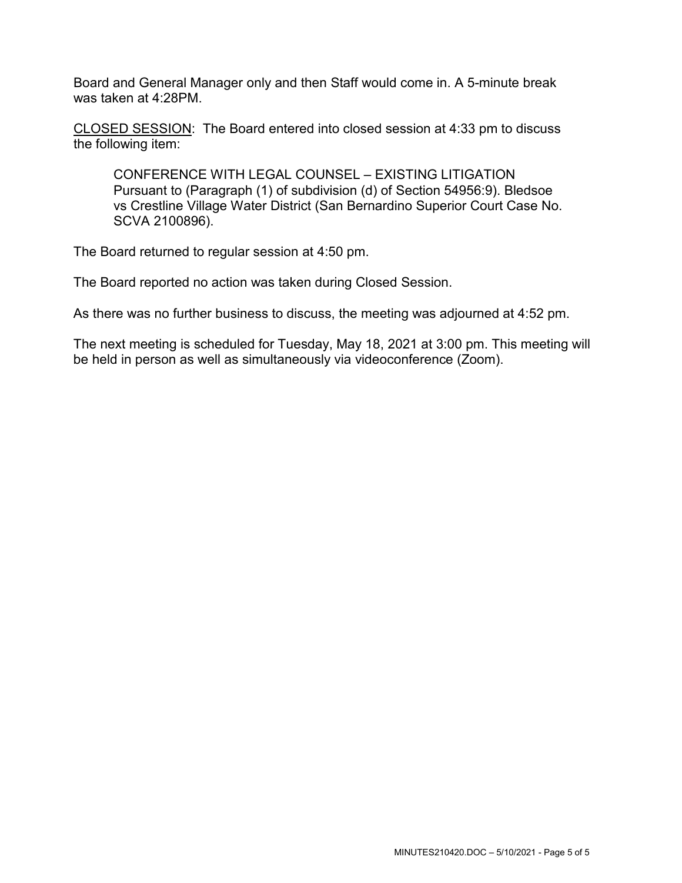Board and General Manager only and then Staff would come in. A 5-minute break was taken at 4:28PM.

CLOSED SESSION: The Board entered into closed session at 4:33 pm to discuss the following item:

> CONFERENCE WITH LEGAL COUNSEL – EXISTING LITIGATION Pursuant to (Paragraph (1) of subdivision (d) of Section 54956:9). Bledsoe vs Crestline Village Water District (San Bernardino Superior Court Case No. SCVA 2100896).

The Board returned to regular session at 4:50 pm.

The Board reported no action was taken during Closed Session.

As there was no further business to discuss, the meeting was adjourned at 4:52 pm.

The next meeting is scheduled for Tuesday, May 18, 2021 at 3:00 pm. This meeting will be held in person as well as simultaneously via videoconference (Zoom).